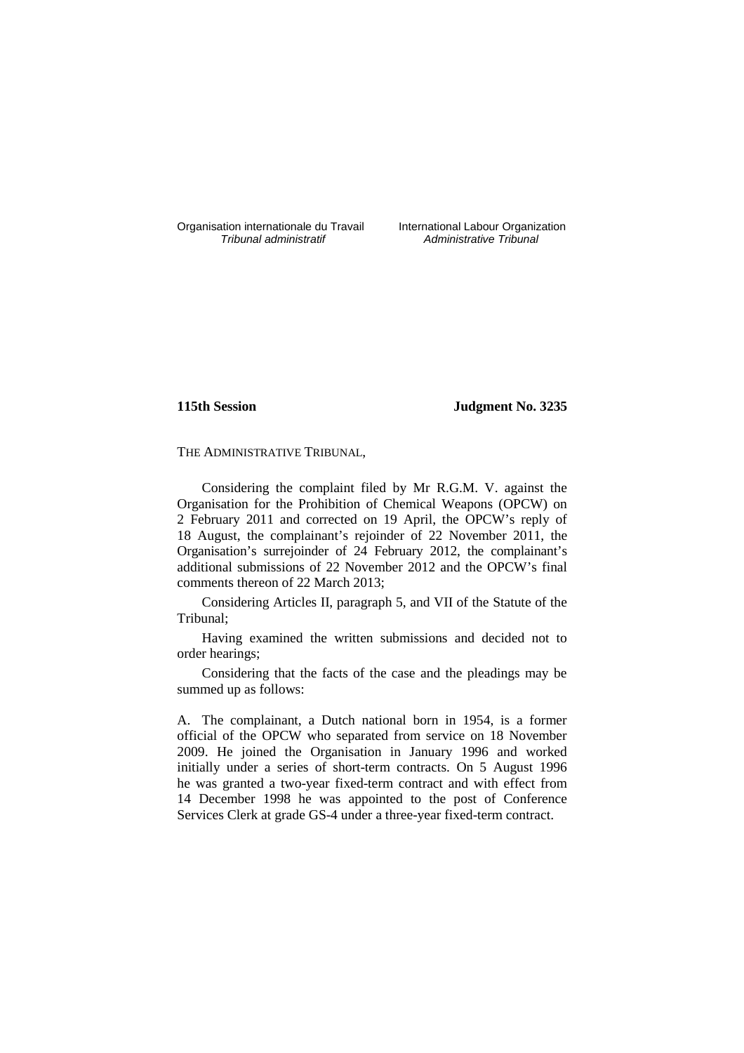Organisation internationale du Travail
*Tribunal administratif*

International Labour Organization
*Administrative Tribunal*

**115th Session**

**Judgment No. 3235**

THE ADMINISTRATIVE TRIBUNAL,

Considering the complaint filed by Mr R.G.M. V. against the Organisation for the Prohibition of Chemical Weapons (OPCW) on 2 February 2011 and corrected on 19 April, the OPCW's reply of 18 August, the complainant's rejoinder of 22 November 2011, the Organisation's surrejoinder of 24 February 2012, the complainant's additional submissions of 22 November 2012 and the OPCW's final comments thereon of 22 March 2013;

Considering Articles II, paragraph 5, and VII of the Statute of the Tribunal;

Having examined the written submissions and decided not to order hearings;

Considering that the facts of the case and the pleadings may be summed up as follows:

A. The complainant, a Dutch national born in 1954, is a former official of the OPCW who separated from service on 18 November 2009. He joined the Organisation in January 1996 and worked initially under a series of short-term contracts. On 5 August 1996 he was granted a two-year fixed-term contract and with effect from 14 December 1998 he was appointed to the post of Conference Services Clerk at grade GS-4 under a three-year fixed-term contract.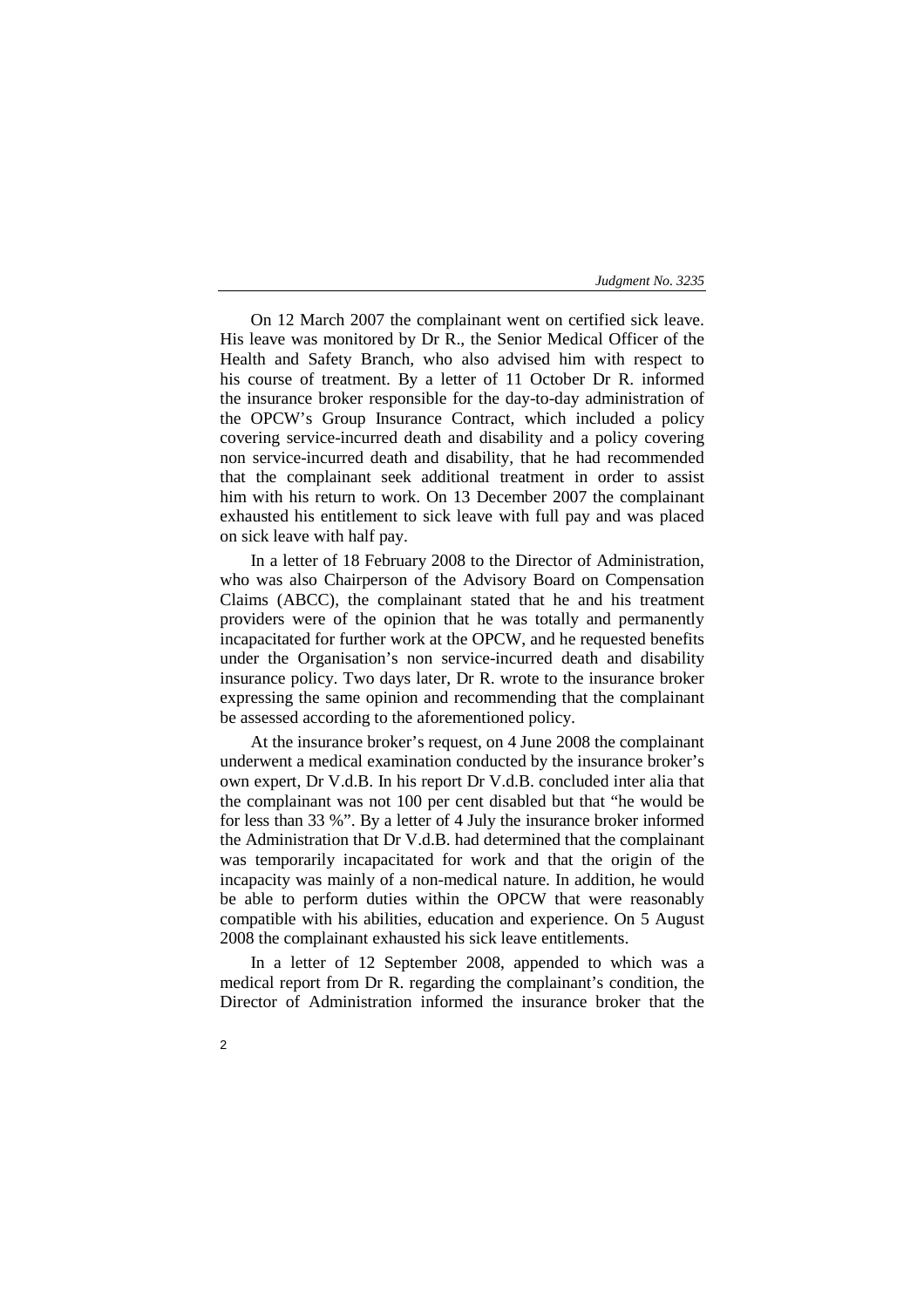On 12 March 2007 the complainant went on certified sick leave. His leave was monitored by Dr R., the Senior Medical Officer of the Health and Safety Branch, who also advised him with respect to his course of treatment. By a letter of 11 October Dr R. informed the insurance broker responsible for the day-to-day administration of the OPCW's Group Insurance Contract, which included a policy covering service-incurred death and disability and a policy covering non service-incurred death and disability, that he had recommended that the complainant seek additional treatment in order to assist him with his return to work. On 13 December 2007 the complainant exhausted his entitlement to sick leave with full pay and was placed on sick leave with half pay.

In a letter of 18 February 2008 to the Director of Administration, who was also Chairperson of the Advisory Board on Compensation Claims (ABCC), the complainant stated that he and his treatment providers were of the opinion that he was totally and permanently incapacitated for further work at the OPCW, and he requested benefits under the Organisation's non service-incurred death and disability insurance policy. Two days later, Dr R. wrote to the insurance broker expressing the same opinion and recommending that the complainant be assessed according to the aforementioned policy.

At the insurance broker's request, on 4 June 2008 the complainant underwent a medical examination conducted by the insurance broker's own expert, Dr V.d.B. In his report Dr V.d.B. concluded inter alia that the complainant was not 100 per cent disabled but that "he would be for less than 33 %". By a letter of 4 July the insurance broker informed the Administration that Dr V.d.B. had determined that the complainant was temporarily incapacitated for work and that the origin of the incapacity was mainly of a non-medical nature. In addition, he would be able to perform duties within the OPCW that were reasonably compatible with his abilities, education and experience. On 5 August 2008 the complainant exhausted his sick leave entitlements.

In a letter of 12 September 2008, appended to which was a medical report from Dr R. regarding the complainant's condition, the Director of Administration informed the insurance broker that the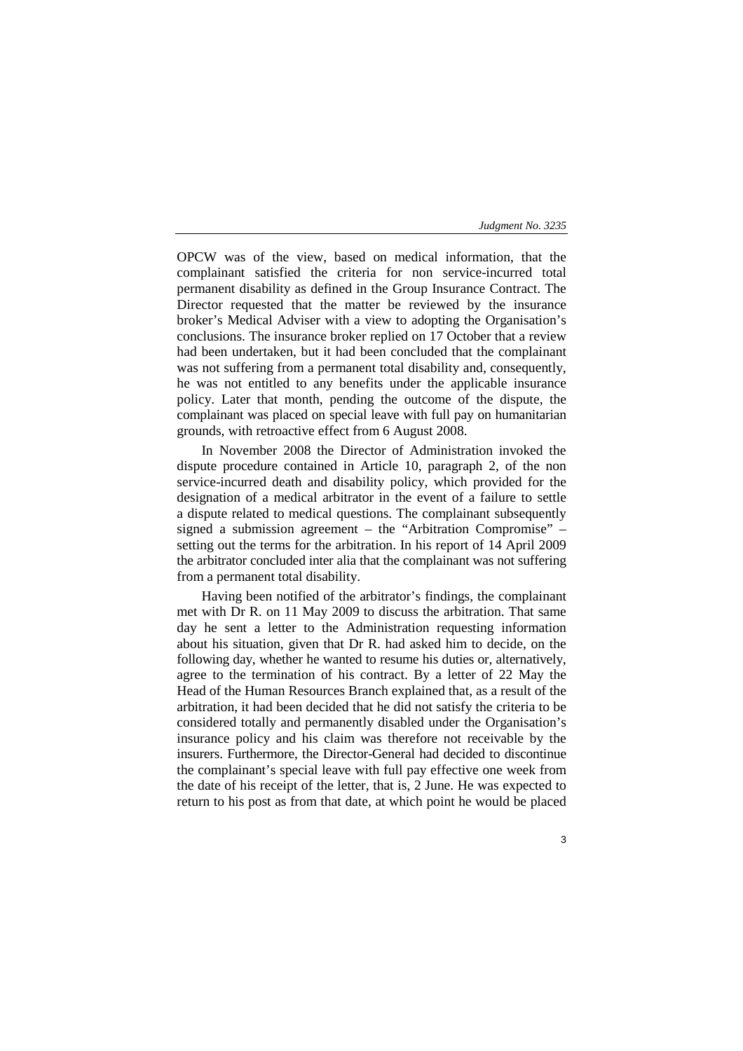OPCW was of the view, based on medical information, that the complainant satisfied the criteria for non service-incurred total permanent disability as defined in the Group Insurance Contract. The Director requested that the matter be reviewed by the insurance broker's Medical Adviser with a view to adopting the Organisation's conclusions. The insurance broker replied on 17 October that a review had been undertaken, but it had been concluded that the complainant was not suffering from a permanent total disability and, consequently, he was not entitled to any benefits under the applicable insurance policy. Later that month, pending the outcome of the dispute, the complainant was placed on special leave with full pay on humanitarian grounds, with retroactive effect from 6 August 2008.

In November 2008 the Director of Administration invoked the dispute procedure contained in Article 10, paragraph 2, of the non service-incurred death and disability policy, which provided for the designation of a medical arbitrator in the event of a failure to settle a dispute related to medical questions. The complainant subsequently signed a submission agreement – the "Arbitration Compromise" – setting out the terms for the arbitration. In his report of 14 April 2009 the arbitrator concluded inter alia that the complainant was not suffering from a permanent total disability.

Having been notified of the arbitrator's findings, the complainant met with Dr R. on 11 May 2009 to discuss the arbitration. That same day he sent a letter to the Administration requesting information about his situation, given that Dr R. had asked him to decide, on the following day, whether he wanted to resume his duties or, alternatively, agree to the termination of his contract. By a letter of 22 May the Head of the Human Resources Branch explained that, as a result of the arbitration, it had been decided that he did not satisfy the criteria to be considered totally and permanently disabled under the Organisation's insurance policy and his claim was therefore not receivable by the insurers. Furthermore, the Director-General had decided to discontinue the complainant's special leave with full pay effective one week from the date of his receipt of the letter, that is, 2 June. He was expected to return to his post as from that date, at which point he would be placed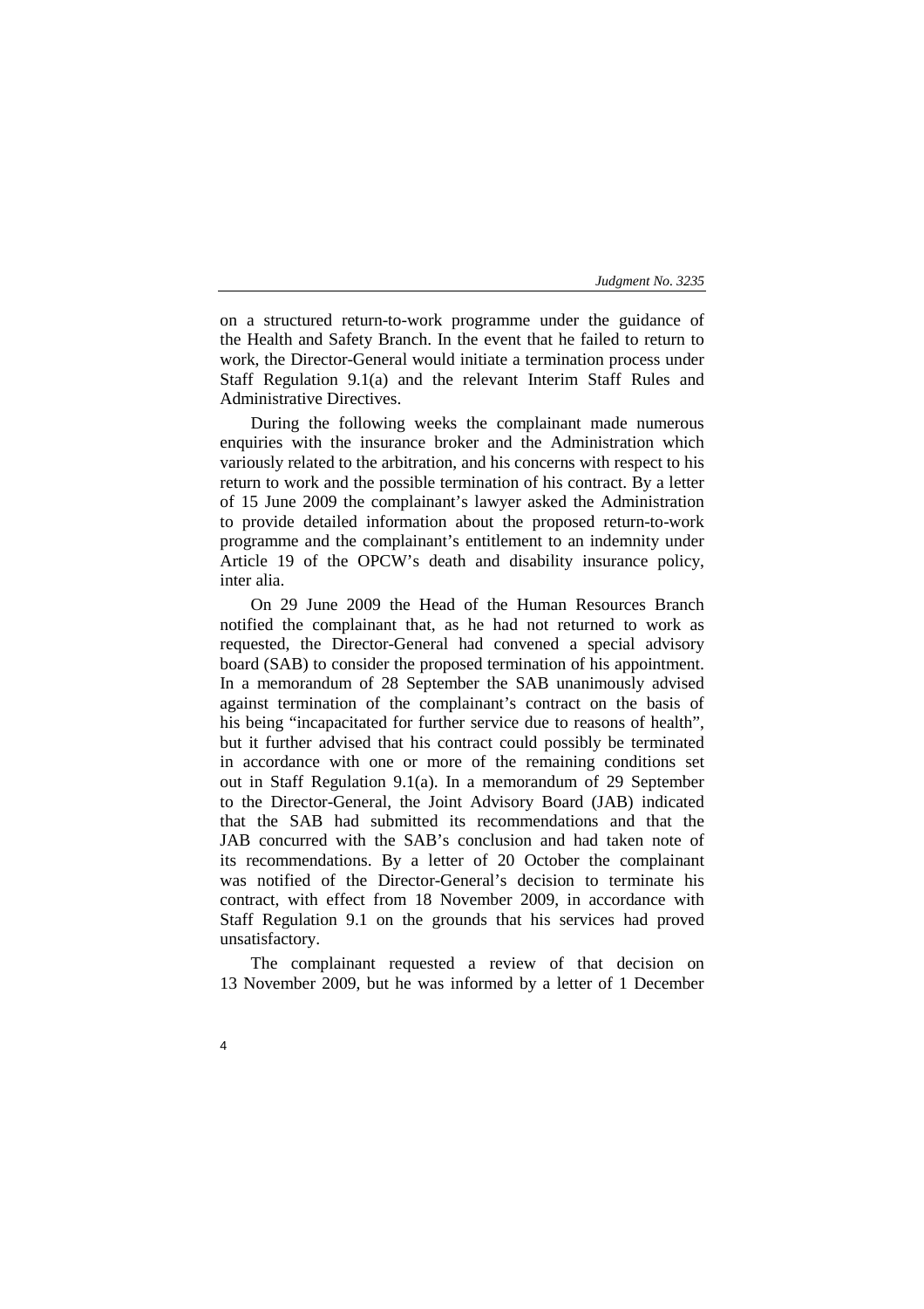on a structured return-to-work programme under the guidance of the Health and Safety Branch. In the event that he failed to return to work, the Director-General would initiate a termination process under Staff Regulation 9.1(a) and the relevant Interim Staff Rules and Administrative Directives.

During the following weeks the complainant made numerous enquiries with the insurance broker and the Administration which variously related to the arbitration, and his concerns with respect to his return to work and the possible termination of his contract. By a letter of 15 June 2009 the complainant's lawyer asked the Administration to provide detailed information about the proposed return-to-work programme and the complainant's entitlement to an indemnity under Article 19 of the OPCW's death and disability insurance policy, inter alia.

On 29 June 2009 the Head of the Human Resources Branch notified the complainant that, as he had not returned to work as requested, the Director-General had convened a special advisory board (SAB) to consider the proposed termination of his appointment. In a memorandum of 28 September the SAB unanimously advised against termination of the complainant's contract on the basis of his being "incapacitated for further service due to reasons of health", but it further advised that his contract could possibly be terminated in accordance with one or more of the remaining conditions set out in Staff Regulation 9.1(a). In a memorandum of 29 September to the Director-General, the Joint Advisory Board (JAB) indicated that the SAB had submitted its recommendations and that the JAB concurred with the SAB's conclusion and had taken note of its recommendations. By a letter of 20 October the complainant was notified of the Director-General's decision to terminate his contract, with effect from 18 November 2009, in accordance with Staff Regulation 9.1 on the grounds that his services had proved unsatisfactory.

The complainant requested a review of that decision on 13 November 2009, but he was informed by a letter of 1 December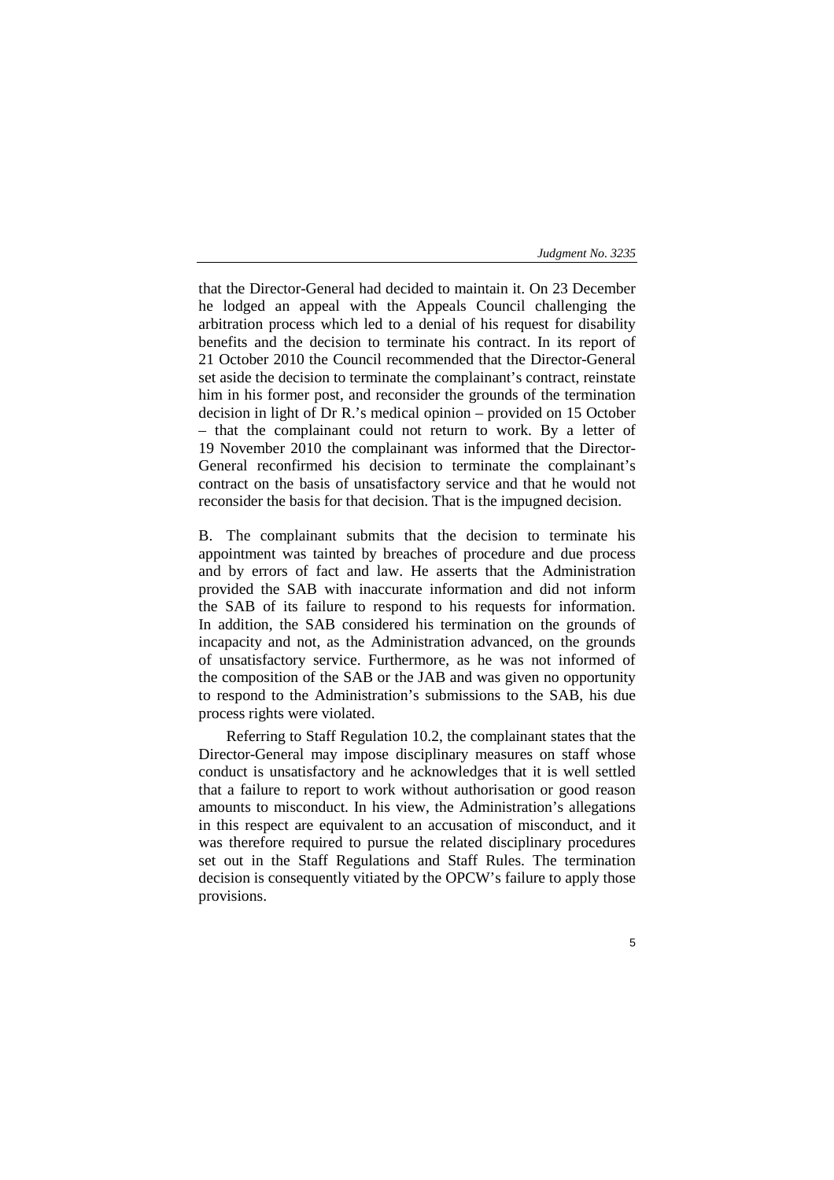that the Director-General had decided to maintain it. On 23 December he lodged an appeal with the Appeals Council challenging the arbitration process which led to a denial of his request for disability benefits and the decision to terminate his contract. In its report of 21 October 2010 the Council recommended that the Director-General set aside the decision to terminate the complainant's contract, reinstate him in his former post, and reconsider the grounds of the termination decision in light of Dr R.'s medical opinion – provided on 15 October – that the complainant could not return to work. By a letter of 19 November 2010 the complainant was informed that the Director-General reconfirmed his decision to terminate the complainant's contract on the basis of unsatisfactory service and that he would not reconsider the basis for that decision. That is the impugned decision.

B. The complainant submits that the decision to terminate his appointment was tainted by breaches of procedure and due process and by errors of fact and law. He asserts that the Administration provided the SAB with inaccurate information and did not inform the SAB of its failure to respond to his requests for information. In addition, the SAB considered his termination on the grounds of incapacity and not, as the Administration advanced, on the grounds of unsatisfactory service. Furthermore, as he was not informed of the composition of the SAB or the JAB and was given no opportunity to respond to the Administration's submissions to the SAB, his due process rights were violated.

Referring to Staff Regulation 10.2, the complainant states that the Director-General may impose disciplinary measures on staff whose conduct is unsatisfactory and he acknowledges that it is well settled that a failure to report to work without authorisation or good reason amounts to misconduct. In his view, the Administration's allegations in this respect are equivalent to an accusation of misconduct, and it was therefore required to pursue the related disciplinary procedures set out in the Staff Regulations and Staff Rules. The termination decision is consequently vitiated by the OPCW's failure to apply those provisions.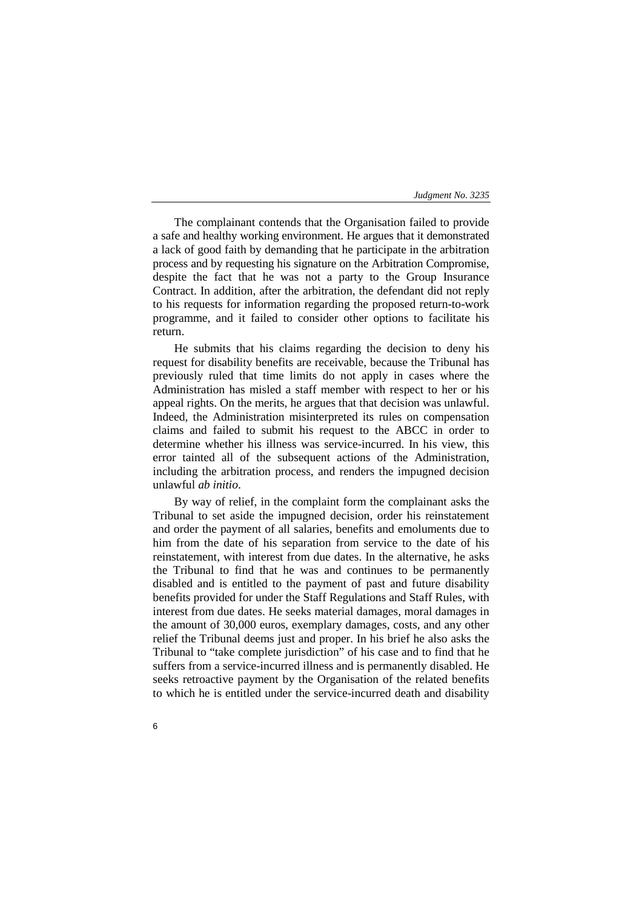The complainant contends that the Organisation failed to provide a safe and healthy working environment. He argues that it demonstrated a lack of good faith by demanding that he participate in the arbitration process and by requesting his signature on the Arbitration Compromise, despite the fact that he was not a party to the Group Insurance Contract. In addition, after the arbitration, the defendant did not reply to his requests for information regarding the proposed return-to-work programme, and it failed to consider other options to facilitate his return.

He submits that his claims regarding the decision to deny his request for disability benefits are receivable, because the Tribunal has previously ruled that time limits do not apply in cases where the Administration has misled a staff member with respect to her or his appeal rights. On the merits, he argues that that decision was unlawful. Indeed, the Administration misinterpreted its rules on compensation claims and failed to submit his request to the ABCC in order to determine whether his illness was service-incurred. In his view, this error tainted all of the subsequent actions of the Administration, including the arbitration process, and renders the impugned decision unlawful *ab initio*.

By way of relief, in the complaint form the complainant asks the Tribunal to set aside the impugned decision, order his reinstatement and order the payment of all salaries, benefits and emoluments due to him from the date of his separation from service to the date of his reinstatement, with interest from due dates. In the alternative, he asks the Tribunal to find that he was and continues to be permanently disabled and is entitled to the payment of past and future disability benefits provided for under the Staff Regulations and Staff Rules, with interest from due dates. He seeks material damages, moral damages in the amount of 30,000 euros, exemplary damages, costs, and any other relief the Tribunal deems just and proper. In his brief he also asks the Tribunal to "take complete jurisdiction" of his case and to find that he suffers from a service-incurred illness and is permanently disabled. He seeks retroactive payment by the Organisation of the related benefits to which he is entitled under the service-incurred death and disability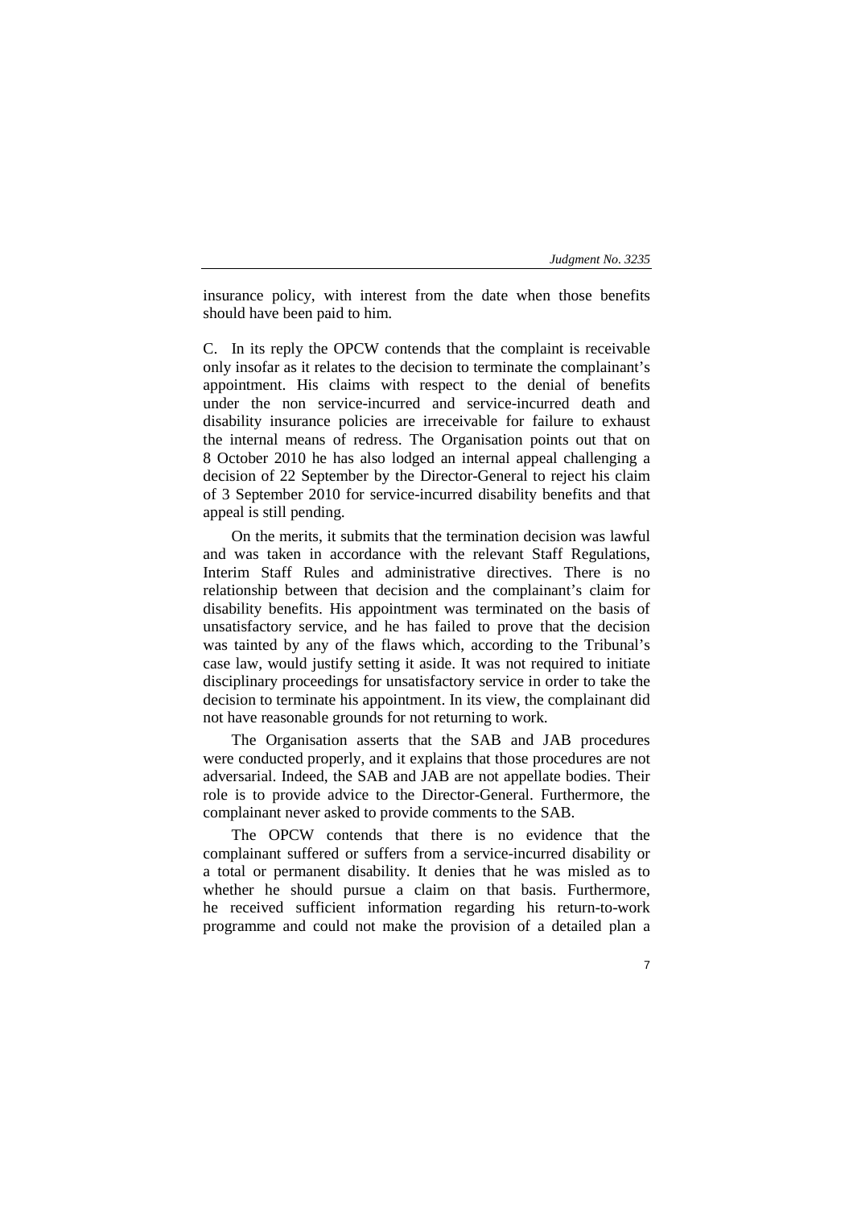insurance policy, with interest from the date when those benefits should have been paid to him.

C. In its reply the OPCW contends that the complaint is receivable only insofar as it relates to the decision to terminate the complainant's appointment. His claims with respect to the denial of benefits under the non service-incurred and service-incurred death and disability insurance policies are irreceivable for failure to exhaust the internal means of redress. The Organisation points out that on 8 October 2010 he has also lodged an internal appeal challenging a decision of 22 September by the Director-General to reject his claim of 3 September 2010 for service-incurred disability benefits and that appeal is still pending.

On the merits, it submits that the termination decision was lawful and was taken in accordance with the relevant Staff Regulations, Interim Staff Rules and administrative directives. There is no relationship between that decision and the complainant's claim for disability benefits. His appointment was terminated on the basis of unsatisfactory service, and he has failed to prove that the decision was tainted by any of the flaws which, according to the Tribunal's case law, would justify setting it aside. It was not required to initiate disciplinary proceedings for unsatisfactory service in order to take the decision to terminate his appointment. In its view, the complainant did not have reasonable grounds for not returning to work.

The Organisation asserts that the SAB and JAB procedures were conducted properly, and it explains that those procedures are not adversarial. Indeed, the SAB and JAB are not appellate bodies. Their role is to provide advice to the Director-General. Furthermore, the complainant never asked to provide comments to the SAB.

The OPCW contends that there is no evidence that the complainant suffered or suffers from a service-incurred disability or a total or permanent disability. It denies that he was misled as to whether he should pursue a claim on that basis. Furthermore, he received sufficient information regarding his return-to-work programme and could not make the provision of a detailed plan a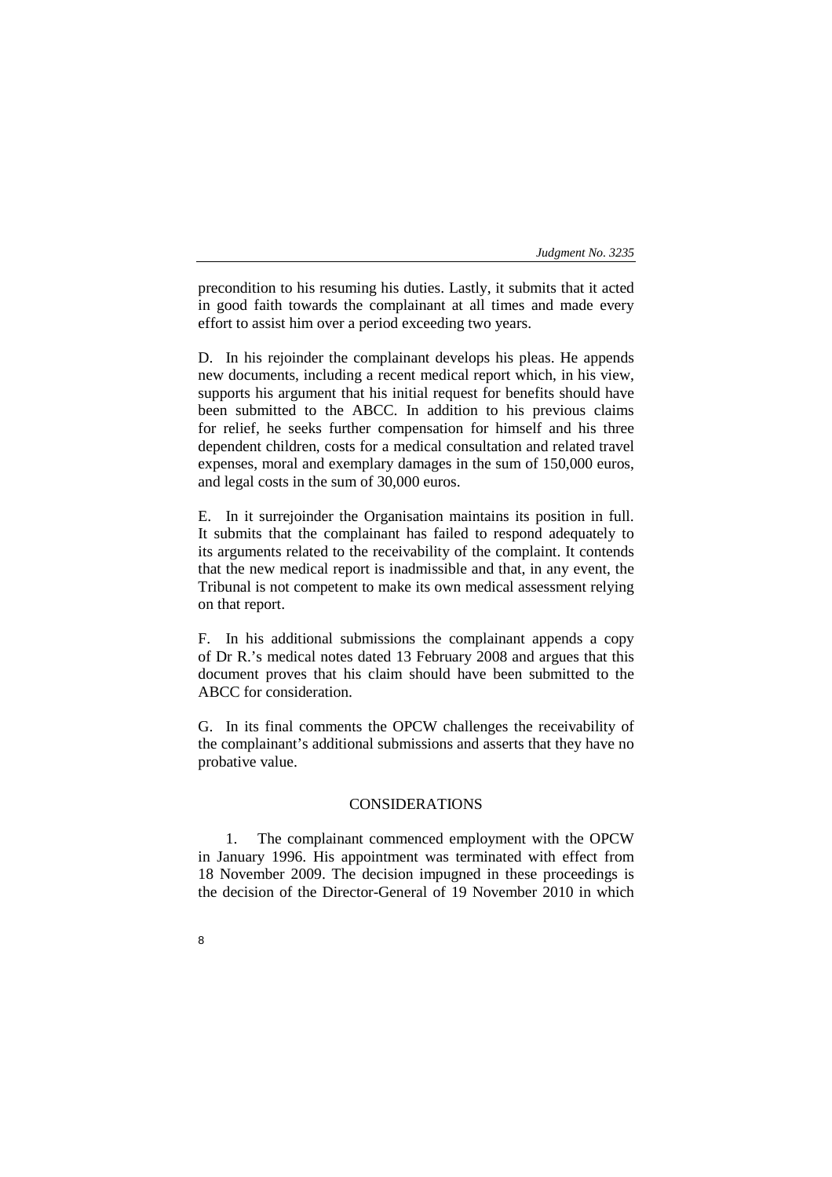precondition to his resuming his duties. Lastly, it submits that it acted in good faith towards the complainant at all times and made every effort to assist him over a period exceeding two years.

D. In his rejoinder the complainant develops his pleas. He appends new documents, including a recent medical report which, in his view, supports his argument that his initial request for benefits should have been submitted to the ABCC. In addition to his previous claims for relief, he seeks further compensation for himself and his three dependent children, costs for a medical consultation and related travel expenses, moral and exemplary damages in the sum of 150,000 euros, and legal costs in the sum of 30,000 euros.

E. In it surrejoinder the Organisation maintains its position in full. It submits that the complainant has failed to respond adequately to its arguments related to the receivability of the complaint. It contends that the new medical report is inadmissible and that, in any event, the Tribunal is not competent to make its own medical assessment relying on that report.

F. In his additional submissions the complainant appends a copy of Dr R.'s medical notes dated 13 February 2008 and argues that this document proves that his claim should have been submitted to the ABCC for consideration.

G. In its final comments the OPCW challenges the receivability of the complainant's additional submissions and asserts that they have no probative value.

## CONSIDERATIONS

1. The complainant commenced employment with the OPCW in January 1996. His appointment was terminated with effect from 18 November 2009. The decision impugned in these proceedings is the decision of the Director-General of 19 November 2010 in which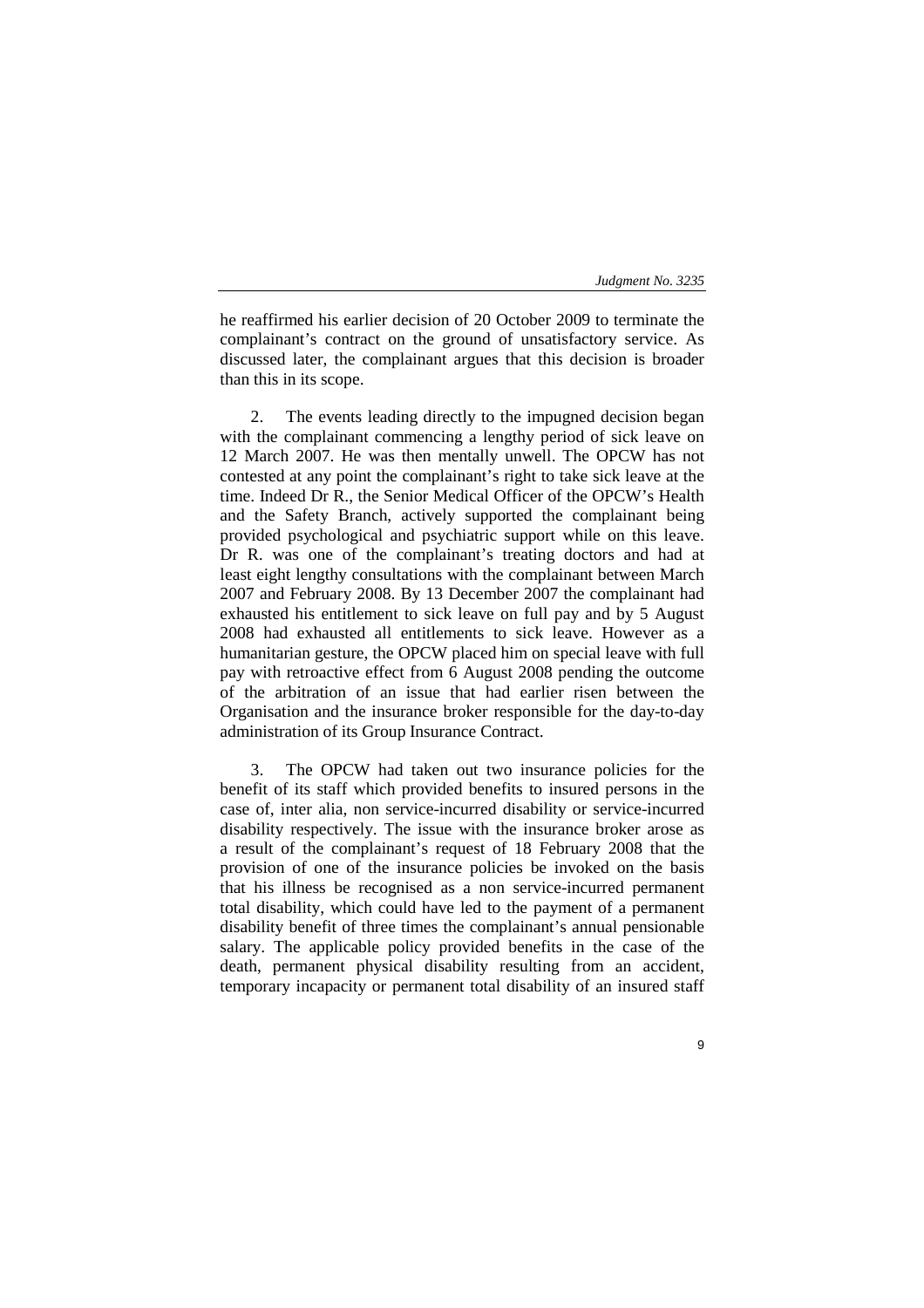he reaffirmed his earlier decision of 20 October 2009 to terminate the complainant's contract on the ground of unsatisfactory service. As discussed later, the complainant argues that this decision is broader than this in its scope.

2. The events leading directly to the impugned decision began with the complainant commencing a lengthy period of sick leave on 12 March 2007. He was then mentally unwell. The OPCW has not contested at any point the complainant's right to take sick leave at the time. Indeed Dr R., the Senior Medical Officer of the OPCW's Health and the Safety Branch, actively supported the complainant being provided psychological and psychiatric support while on this leave. Dr R. was one of the complainant's treating doctors and had at least eight lengthy consultations with the complainant between March 2007 and February 2008. By 13 December 2007 the complainant had exhausted his entitlement to sick leave on full pay and by 5 August 2008 had exhausted all entitlements to sick leave. However as a humanitarian gesture, the OPCW placed him on special leave with full pay with retroactive effect from 6 August 2008 pending the outcome of the arbitration of an issue that had earlier risen between the Organisation and the insurance broker responsible for the day-to-day administration of its Group Insurance Contract.

3. The OPCW had taken out two insurance policies for the benefit of its staff which provided benefits to insured persons in the case of, inter alia, non service-incurred disability or service-incurred disability respectively. The issue with the insurance broker arose as a result of the complainant's request of 18 February 2008 that the provision of one of the insurance policies be invoked on the basis that his illness be recognised as a non service-incurred permanent total disability, which could have led to the payment of a permanent disability benefit of three times the complainant's annual pensionable salary. The applicable policy provided benefits in the case of the death, permanent physical disability resulting from an accident, temporary incapacity or permanent total disability of an insured staff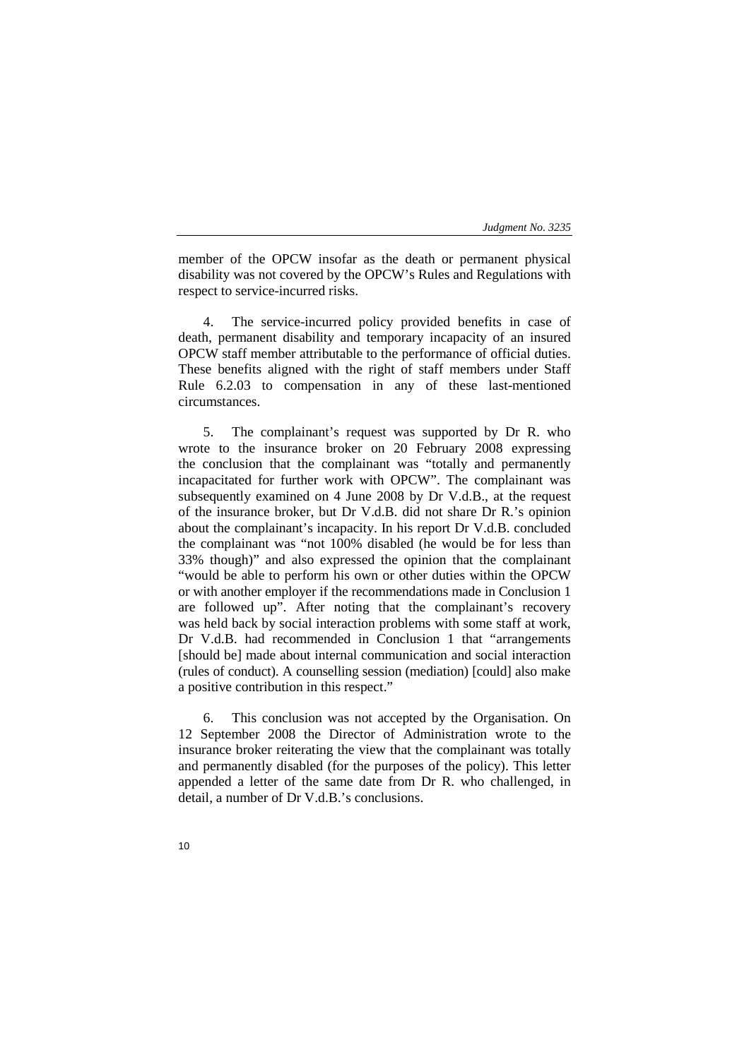member of the OPCW insofar as the death or permanent physical disability was not covered by the OPCW's Rules and Regulations with respect to service-incurred risks.

4. The service-incurred policy provided benefits in case of death, permanent disability and temporary incapacity of an insured OPCW staff member attributable to the performance of official duties. These benefits aligned with the right of staff members under Staff Rule 6.2.03 to compensation in any of these last-mentioned circumstances.

5. The complainant's request was supported by Dr R. who wrote to the insurance broker on 20 February 2008 expressing the conclusion that the complainant was "totally and permanently incapacitated for further work with OPCW". The complainant was subsequently examined on 4 June 2008 by Dr V.d.B., at the request of the insurance broker, but Dr V.d.B. did not share Dr R.'s opinion about the complainant's incapacity. In his report Dr V.d.B. concluded the complainant was "not 100% disabled (he would be for less than 33% though)" and also expressed the opinion that the complainant "would be able to perform his own or other duties within the OPCW or with another employer if the recommendations made in Conclusion 1 are followed up". After noting that the complainant's recovery was held back by social interaction problems with some staff at work, Dr V.d.B. had recommended in Conclusion 1 that "arrangements [should be] made about internal communication and social interaction (rules of conduct). A counselling session (mediation) [could] also make a positive contribution in this respect."

6. This conclusion was not accepted by the Organisation. On 12 September 2008 the Director of Administration wrote to the insurance broker reiterating the view that the complainant was totally and permanently disabled (for the purposes of the policy). This letter appended a letter of the same date from Dr R. who challenged, in detail, a number of Dr V.d.B.'s conclusions.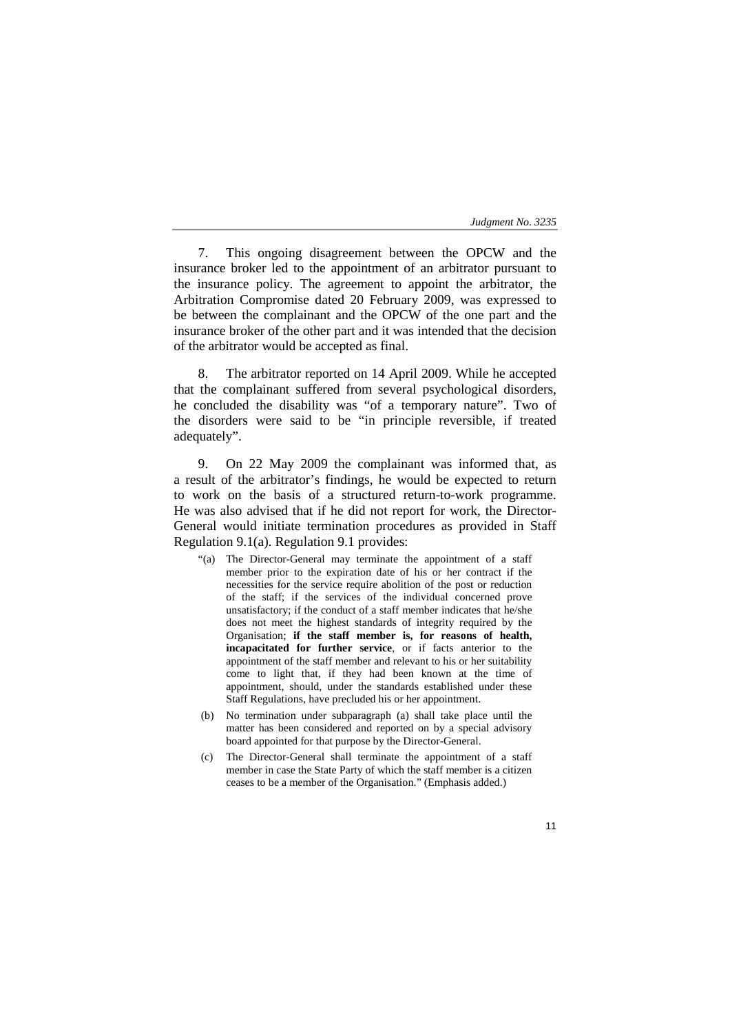7. This ongoing disagreement between the OPCW and the insurance broker led to the appointment of an arbitrator pursuant to the insurance policy. The agreement to appoint the arbitrator, the Arbitration Compromise dated 20 February 2009, was expressed to be between the complainant and the OPCW of the one part and the insurance broker of the other part and it was intended that the decision of the arbitrator would be accepted as final.

8. The arbitrator reported on 14 April 2009. While he accepted that the complainant suffered from several psychological disorders, he concluded the disability was "of a temporary nature". Two of the disorders were said to be "in principle reversible, if treated adequately".

9. On 22 May 2009 the complainant was informed that, as a result of the arbitrator's findings, he would be expected to return to work on the basis of a structured return-to-work programme. He was also advised that if he did not report for work, the Director-General would initiate termination procedures as provided in Staff Regulation 9.1(a). Regulation 9.1 provides:

> "(a) The Director-General may terminate the appointment of a staff member prior to the expiration date of his or her contract if the necessities for the service require abolition of the post or reduction of the staff; if the services of the individual concerned prove unsatisfactory; if the conduct of a staff member indicates that he/she does not meet the highest standards of integrity required by the Organisation; **if the staff member is, for reasons of health, incapacitated for further service**, or if facts anterior to the appointment of the staff member and relevant to his or her suitability come to light that, if they had been known at the time of appointment, should, under the standards established under these Staff Regulations, have precluded his or her appointment.
>
> (b) No termination under subparagraph (a) shall take place until the matter has been considered and reported on by a special advisory board appointed for that purpose by the Director-General.
>
> (c) The Director-General shall terminate the appointment of a staff member in case the State Party of which the staff member is a citizen ceases to be a member of the Organisation." (Emphasis added.)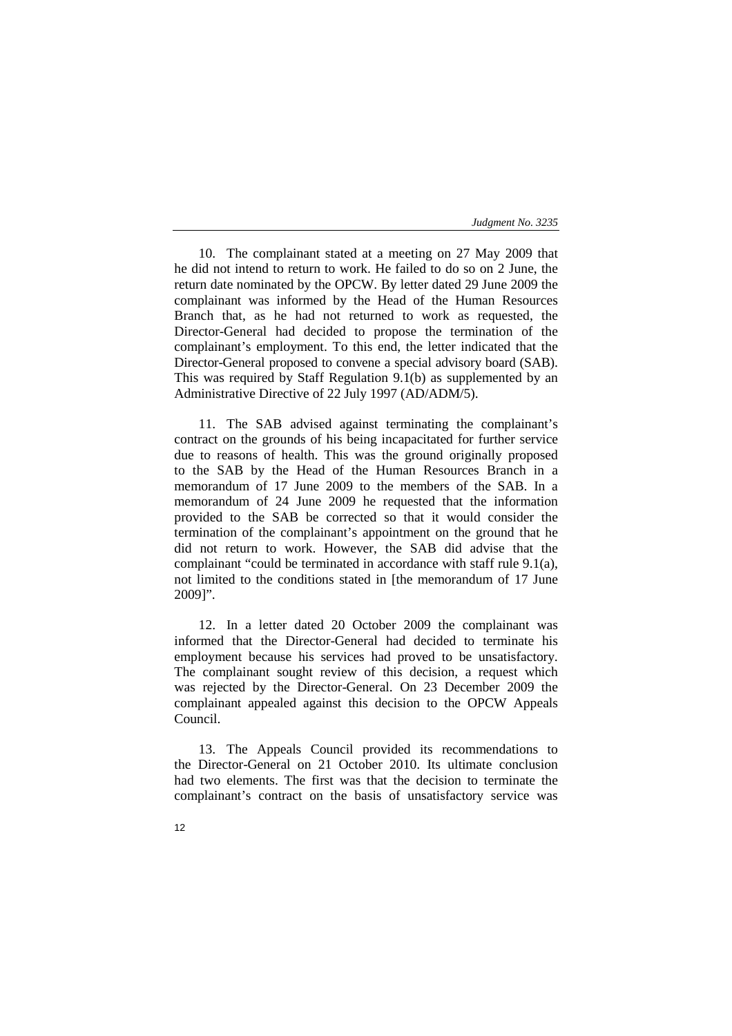10. The complainant stated at a meeting on 27 May 2009 that he did not intend to return to work. He failed to do so on 2 June, the return date nominated by the OPCW. By letter dated 29 June 2009 the complainant was informed by the Head of the Human Resources Branch that, as he had not returned to work as requested, the Director-General had decided to propose the termination of the complainant's employment. To this end, the letter indicated that the Director-General proposed to convene a special advisory board (SAB). This was required by Staff Regulation 9.1(b) as supplemented by an Administrative Directive of 22 July 1997 (AD/ADM/5).

11. The SAB advised against terminating the complainant's contract on the grounds of his being incapacitated for further service due to reasons of health. This was the ground originally proposed to the SAB by the Head of the Human Resources Branch in a memorandum of 17 June 2009 to the members of the SAB. In a memorandum of 24 June 2009 he requested that the information provided to the SAB be corrected so that it would consider the termination of the complainant's appointment on the ground that he did not return to work. However, the SAB did advise that the complainant "could be terminated in accordance with staff rule 9.1(a), not limited to the conditions stated in [the memorandum of 17 June 2009]".

12. In a letter dated 20 October 2009 the complainant was informed that the Director-General had decided to terminate his employment because his services had proved to be unsatisfactory. The complainant sought review of this decision, a request which was rejected by the Director-General. On 23 December 2009 the complainant appealed against this decision to the OPCW Appeals Council.

13. The Appeals Council provided its recommendations to the Director-General on 21 October 2010. Its ultimate conclusion had two elements. The first was that the decision to terminate the complainant's contract on the basis of unsatisfactory service was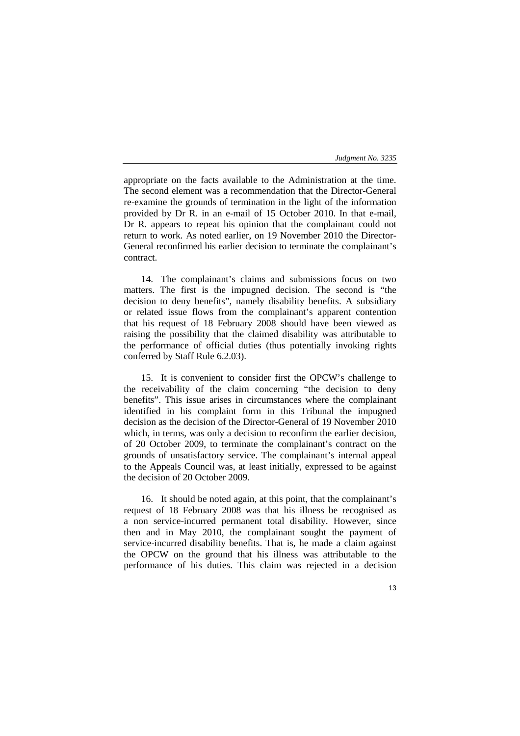appropriate on the facts available to the Administration at the time. The second element was a recommendation that the Director-General re-examine the grounds of termination in the light of the information provided by Dr R. in an e-mail of 15 October 2010. In that e-mail, Dr R. appears to repeat his opinion that the complainant could not return to work. As noted earlier, on 19 November 2010 the Director-General reconfirmed his earlier decision to terminate the complainant's contract.

14. The complainant's claims and submissions focus on two matters. The first is the impugned decision. The second is "the decision to deny benefits", namely disability benefits. A subsidiary or related issue flows from the complainant's apparent contention that his request of 18 February 2008 should have been viewed as raising the possibility that the claimed disability was attributable to the performance of official duties (thus potentially invoking rights conferred by Staff Rule 6.2.03).

15. It is convenient to consider first the OPCW's challenge to the receivability of the claim concerning "the decision to deny benefits". This issue arises in circumstances where the complainant identified in his complaint form in this Tribunal the impugned decision as the decision of the Director-General of 19 November 2010 which, in terms, was only a decision to reconfirm the earlier decision, of 20 October 2009, to terminate the complainant's contract on the grounds of unsatisfactory service. The complainant's internal appeal to the Appeals Council was, at least initially, expressed to be against the decision of 20 October 2009.

16. It should be noted again, at this point, that the complainant's request of 18 February 2008 was that his illness be recognised as a non service-incurred permanent total disability. However, since then and in May 2010, the complainant sought the payment of service-incurred disability benefits. That is, he made a claim against the OPCW on the ground that his illness was attributable to the performance of his duties. This claim was rejected in a decision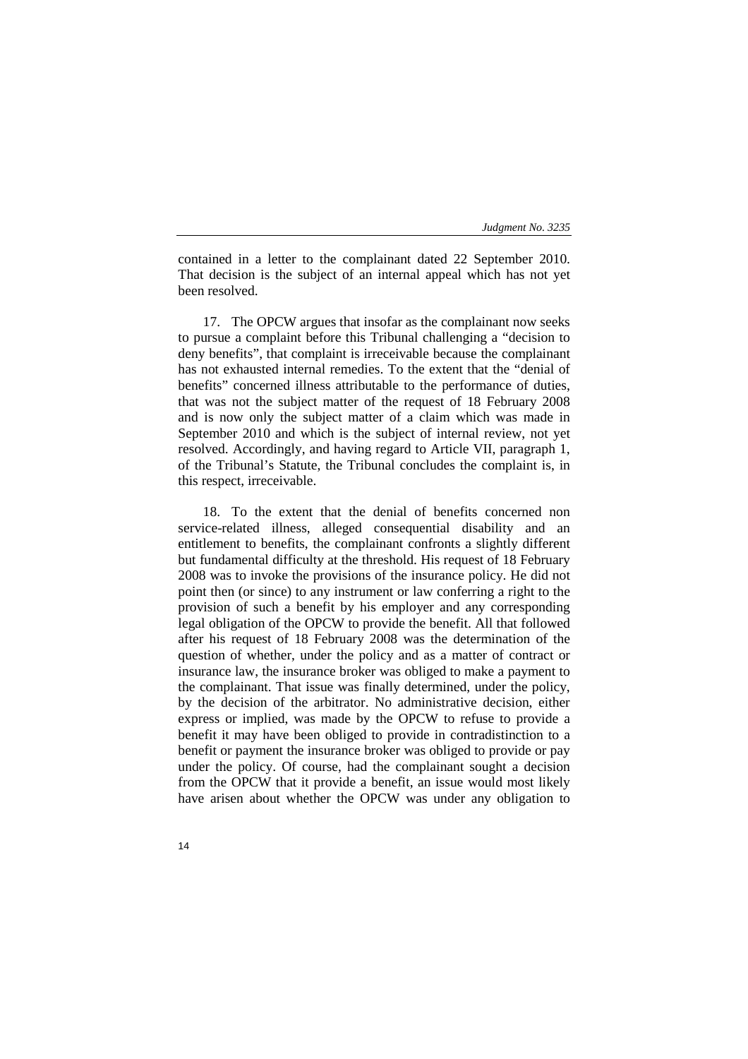contained in a letter to the complainant dated 22 September 2010. That decision is the subject of an internal appeal which has not yet been resolved.

17. The OPCW argues that insofar as the complainant now seeks to pursue a complaint before this Tribunal challenging a "decision to deny benefits", that complaint is irreceivable because the complainant has not exhausted internal remedies. To the extent that the "denial of benefits" concerned illness attributable to the performance of duties, that was not the subject matter of the request of 18 February 2008 and is now only the subject matter of a claim which was made in September 2010 and which is the subject of internal review, not yet resolved. Accordingly, and having regard to Article VII, paragraph 1, of the Tribunal's Statute, the Tribunal concludes the complaint is, in this respect, irreceivable.

18. To the extent that the denial of benefits concerned non service-related illness, alleged consequential disability and an entitlement to benefits, the complainant confronts a slightly different but fundamental difficulty at the threshold. His request of 18 February 2008 was to invoke the provisions of the insurance policy. He did not point then (or since) to any instrument or law conferring a right to the provision of such a benefit by his employer and any corresponding legal obligation of the OPCW to provide the benefit. All that followed after his request of 18 February 2008 was the determination of the question of whether, under the policy and as a matter of contract or insurance law, the insurance broker was obliged to make a payment to the complainant. That issue was finally determined, under the policy, by the decision of the arbitrator. No administrative decision, either express or implied, was made by the OPCW to refuse to provide a benefit it may have been obliged to provide in contradistinction to a benefit or payment the insurance broker was obliged to provide or pay under the policy. Of course, had the complainant sought a decision from the OPCW that it provide a benefit, an issue would most likely have arisen about whether the OPCW was under any obligation to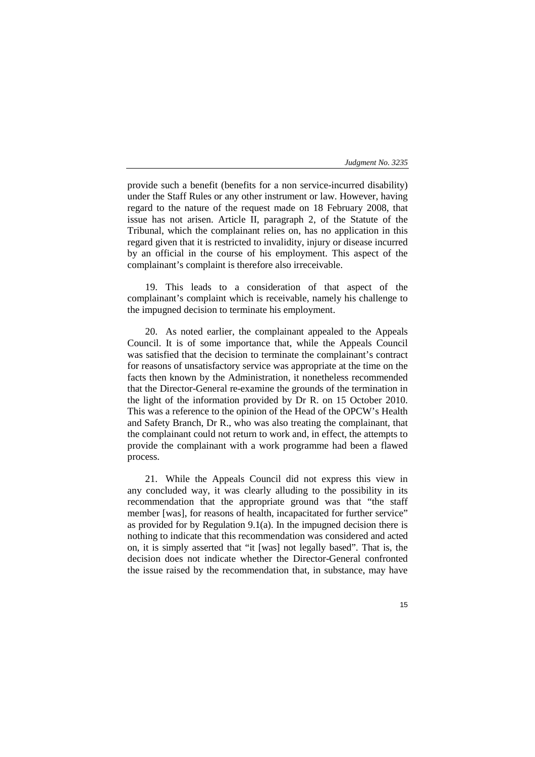provide such a benefit (benefits for a non service-incurred disability) under the Staff Rules or any other instrument or law. However, having regard to the nature of the request made on 18 February 2008, that issue has not arisen. Article II, paragraph 2, of the Statute of the Tribunal, which the complainant relies on, has no application in this regard given that it is restricted to invalidity, injury or disease incurred by an official in the course of his employment. This aspect of the complainant's complaint is therefore also irreceivable.

19. This leads to a consideration of that aspect of the complainant's complaint which is receivable, namely his challenge to the impugned decision to terminate his employment.

20. As noted earlier, the complainant appealed to the Appeals Council. It is of some importance that, while the Appeals Council was satisfied that the decision to terminate the complainant's contract for reasons of unsatisfactory service was appropriate at the time on the facts then known by the Administration, it nonetheless recommended that the Director-General re-examine the grounds of the termination in the light of the information provided by Dr R. on 15 October 2010. This was a reference to the opinion of the Head of the OPCW's Health and Safety Branch, Dr R., who was also treating the complainant, that the complainant could not return to work and, in effect, the attempts to provide the complainant with a work programme had been a flawed process.

21. While the Appeals Council did not express this view in any concluded way, it was clearly alluding to the possibility in its recommendation that the appropriate ground was that "the staff member [was], for reasons of health, incapacitated for further service" as provided for by Regulation 9.1(a). In the impugned decision there is nothing to indicate that this recommendation was considered and acted on, it is simply asserted that "it [was] not legally based". That is, the decision does not indicate whether the Director-General confronted the issue raised by the recommendation that, in substance, may have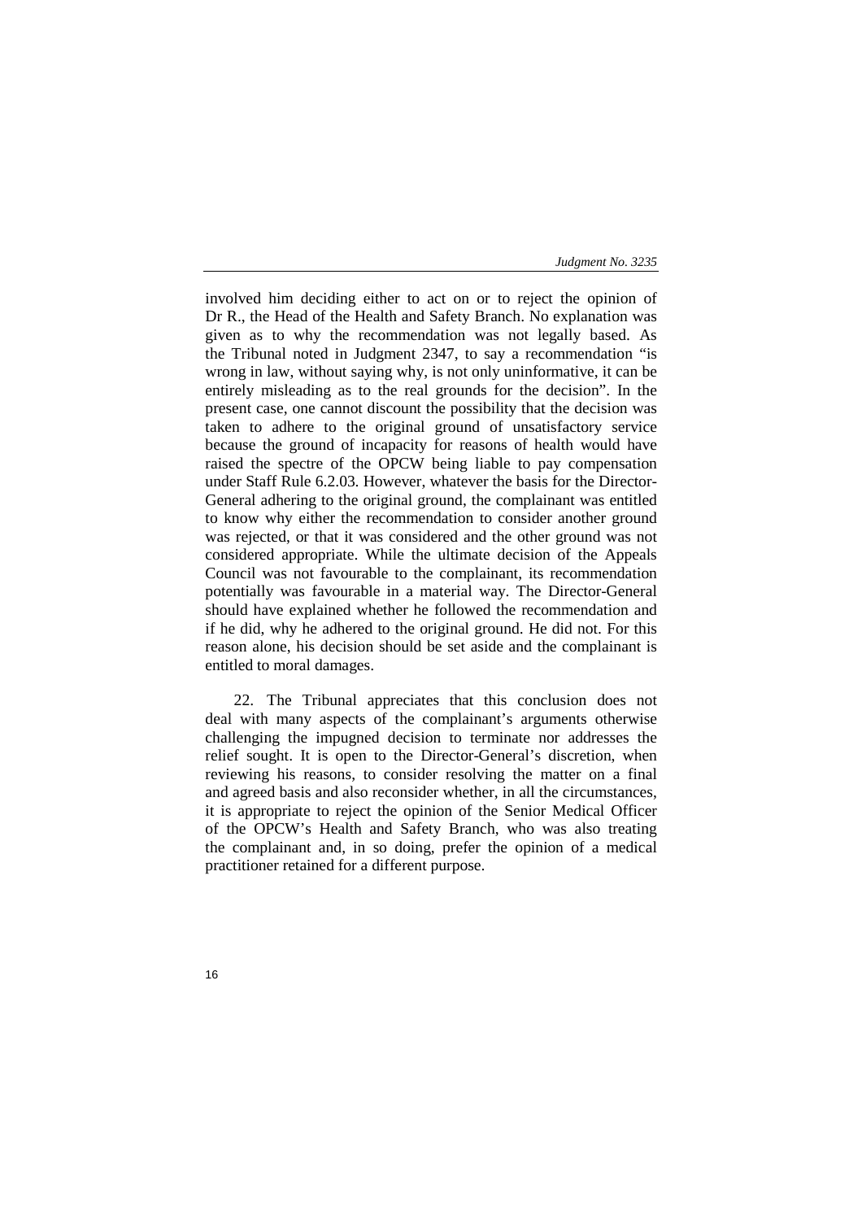involved him deciding either to act on or to reject the opinion of Dr R., the Head of the Health and Safety Branch. No explanation was given as to why the recommendation was not legally based. As the Tribunal noted in Judgment 2347, to say a recommendation "is wrong in law, without saying why, is not only uninformative, it can be entirely misleading as to the real grounds for the decision". In the present case, one cannot discount the possibility that the decision was taken to adhere to the original ground of unsatisfactory service because the ground of incapacity for reasons of health would have raised the spectre of the OPCW being liable to pay compensation under Staff Rule 6.2.03. However, whatever the basis for the Director-General adhering to the original ground, the complainant was entitled to know why either the recommendation to consider another ground was rejected, or that it was considered and the other ground was not considered appropriate. While the ultimate decision of the Appeals Council was not favourable to the complainant, its recommendation potentially was favourable in a material way. The Director-General should have explained whether he followed the recommendation and if he did, why he adhered to the original ground. He did not. For this reason alone, his decision should be set aside and the complainant is entitled to moral damages.

22. The Tribunal appreciates that this conclusion does not deal with many aspects of the complainant's arguments otherwise challenging the impugned decision to terminate nor addresses the relief sought. It is open to the Director-General's discretion, when reviewing his reasons, to consider resolving the matter on a final and agreed basis and also reconsider whether, in all the circumstances, it is appropriate to reject the opinion of the Senior Medical Officer of the OPCW's Health and Safety Branch, who was also treating the complainant and, in so doing, prefer the opinion of a medical practitioner retained for a different purpose.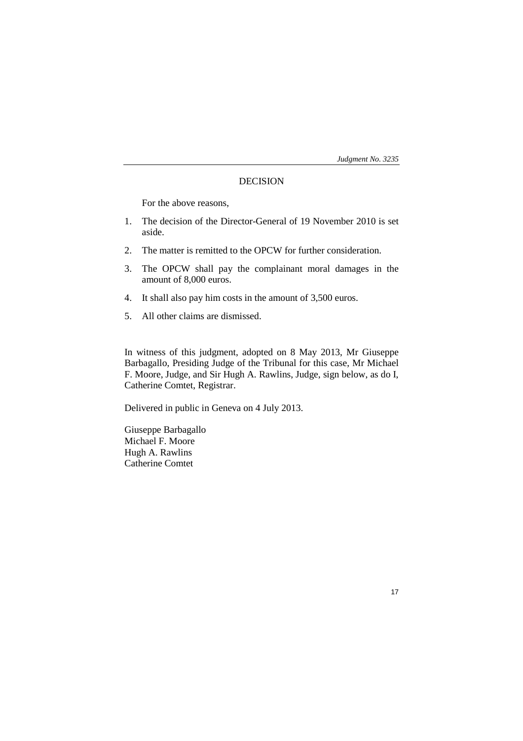## DECISION

For the above reasons,

1. The decision of the Director-General of 19 November 2010 is set aside.
2. The matter is remitted to the OPCW for further consideration.
3. The OPCW shall pay the complainant moral damages in the amount of 8,000 euros.
4. It shall also pay him costs in the amount of 3,500 euros.
5. All other claims are dismissed.

In witness of this judgment, adopted on 8 May 2013, Mr Giuseppe Barbagallo, Presiding Judge of the Tribunal for this case, Mr Michael F. Moore, Judge, and Sir Hugh A. Rawlins, Judge, sign below, as do I, Catherine Comtet, Registrar.

Delivered in public in Geneva on 4 July 2013.

Giuseppe Barbagallo
Michael F. Moore
Hugh A. Rawlins
Catherine Comtet